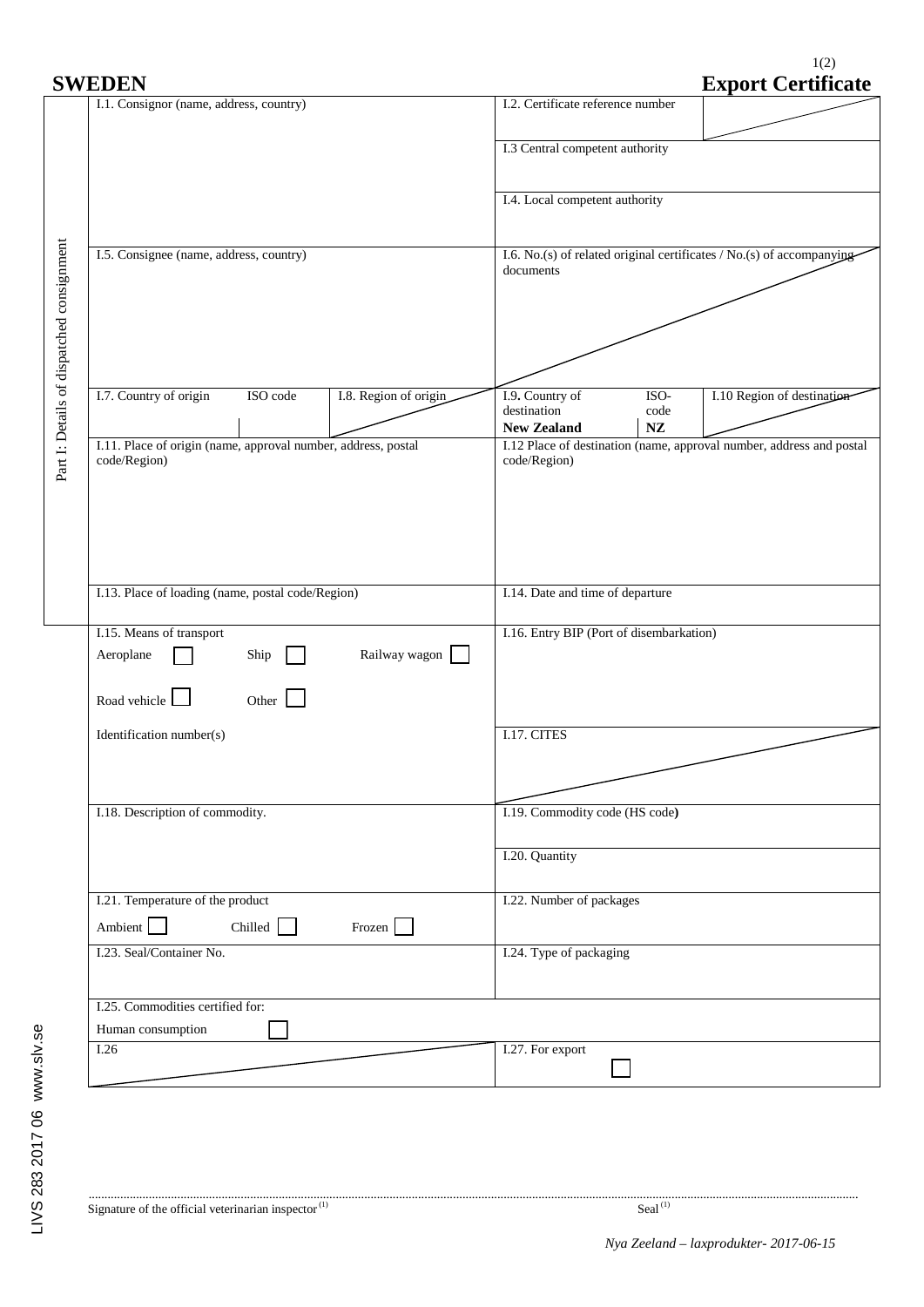**SWEDEN** **Export Certificate**

Part I: Details of dispatched consignment

| | |
|---|---|
| I.1. Consignor (name, address, country) | I.2. Certificate reference number |
| | I.3 Central competent authority |
| | I.4. Local competent authority |
| I.5. Consignee (name, address, country) | I.6. No.(s) of related original certificates / No.(s) of accompanying documents |
| I.7. Country of origin / ISO code / I.8. Region of origin | I.9. Country of destination: **New Zealand** / ISO-code: **NZ** / I.10 Region of destination |
| I.11. Place of origin (name, approval number, address, postal code/Region) | I.12 Place of destination (name, approval number, address and postal code/Region) |
| I.13. Place of loading (name, postal code/Region) | I.14. Date and time of departure |
| I.15. Means of transport<br>Aeroplane ☐ Ship ☐ Railway wagon ☐<br>Road vehicle ☐ Other ☐<br>Identification number(s) | I.16. Entry BIP (Port of disembarkation)<br>I.17. CITES |
| I.18. Description of commodity. | I.19. Commodity code (HS code)<br>I.20. Quantity |
| I.21. Temperature of the product<br>Ambient ☐ Chilled ☐ Frozen ☐ | I.22. Number of packages |
| I.23. Seal/Container No. | I.24. Type of packaging |
| I.25. Commodities certified for:<br>Human consumption ☐ | |
| I.26 | I.27. For export ☐ |

Signature of the official veterinarian inspector (1) ........................................ Seal (1)

*Nya Zeeland – laxprodukter- 2017-06-15*

LIVS 283 2017 06 www.slv.se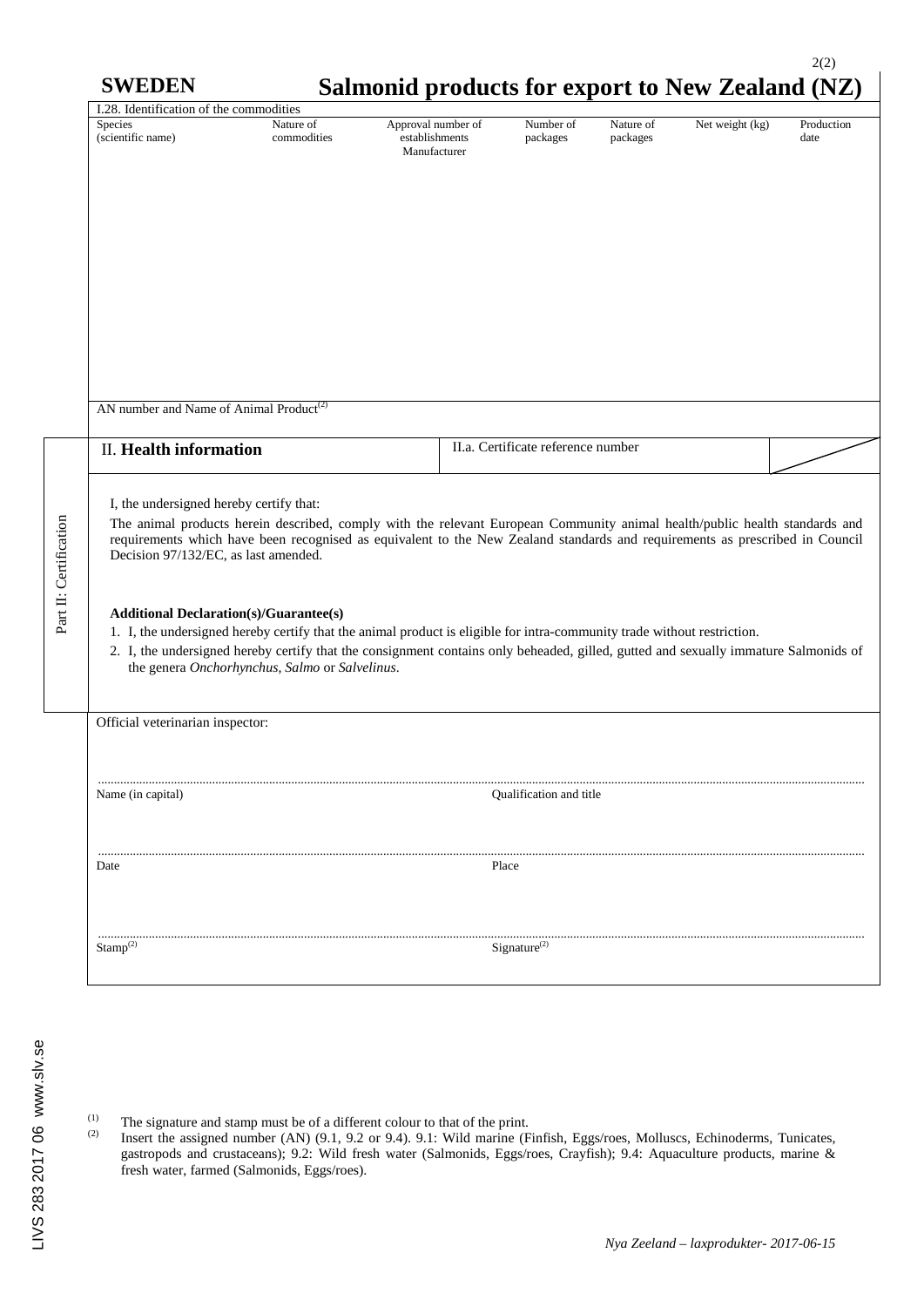**SWEDEN**

# Salmonid products for export to New Zealand (NZ)

I.28. Identification of the commodities

| Species (scientific name) | Nature of commodities | Approval number of establishments Manufacturer | Number of packages | Nature of packages | Net weight (kg) | Production date |
|---|---|---|---|---|---|---|
| | | | | | | |

AN number and Name of Animal Product[(2)]

Part II: Certification

## II. Health information

II.a. Certificate reference number

I, the undersigned hereby certify that:

The animal products herein described, comply with the relevant European Community animal health/public health standards and requirements which have been recognised as equivalent to the New Zealand standards and requirements as prescribed in Council Decision 97/132/EC, as last amended.

**Additional Declaration(s)/Guarantee(s)**

1. I, the undersigned hereby certify that the animal product is eligible for intra-community trade without restriction.
2. I, the undersigned hereby certify that the consignment contains only beheaded, gilled, gutted and sexually immature Salmonids of the genera *Onchorhynchus*, *Salmo* or *Salvelinus*.

Official veterinarian inspector:

Name (in capital) ........................ Qualification and title ........................

Date ........................ Place ........................

Stamp[(2)] ........................ Signature[(2)] ........................

(1) The signature and stamp must be of a different colour to that of the print.

(2) Insert the assigned number (AN) (9.1, 9.2 or 9.4). 9.1: Wild marine (Finfish, Eggs/roes, Molluscs, Echinoderms, Tunicates, gastropods and crustaceans); 9.2: Wild fresh water (Salmonids, Eggs/roes, Crayfish); 9.4: Aquaculture products, marine & fresh water, farmed (Salmonids, Eggs/roes).

LIVS 283 2017 06 www.slv.se

*Nya Zeeland – laxprodukter- 2017-06-15*